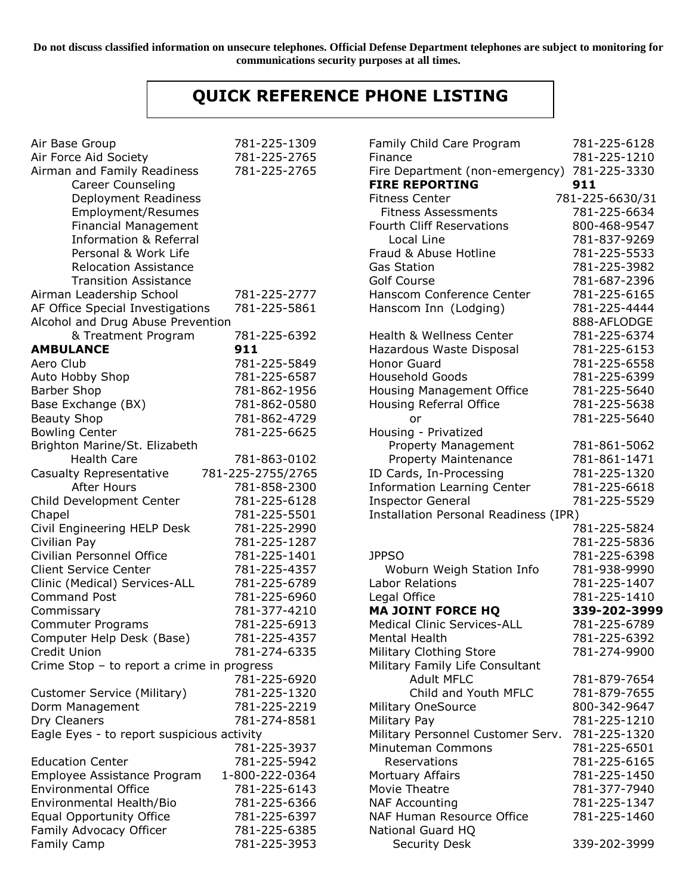**Do not discuss classified information on unsecure telephones. Official Defense Department telephones are subject to monitoring for communications security purposes at all times.**

# QUICK REFERENCE PHONE LISTING

| Name | Phone |
|---|---|
| Air Base Group | 781-225-1309 |
| Air Force Aid Society | 781-225-2765 |
| Airman and Family Readiness | 781-225-2765 |
| Career Counseling | |
| Deployment Readiness | |
| Employment/Resumes | |
| Financial Management | |
| Information & Referral | |
| Personal & Work Life | |
| Relocation Assistance | |
| Transition Assistance | |
| Airman Leadership School | 781-225-2777 |
| AF Office Special Investigations | 781-225-5861 |
| Alcohol and Drug Abuse Prevention & Treatment Program | 781-225-6392 |
| **AMBULANCE** | **911** |
| Aero Club | 781-225-5849 |
| Auto Hobby Shop | 781-225-6587 |
| Barber Shop | 781-862-1956 |
| Base Exchange (BX) | 781-862-0580 |
| Beauty Shop | 781-862-4729 |
| Bowling Center | 781-225-6625 |
| Brighton Marine/St. Elizabeth Health Care | 781-863-0102 |
| Casualty Representative | 781-225-2755/2765 |
| After Hours | 781-858-2300 |
| Child Development Center | 781-225-6128 |
| Chapel | 781-225-5501 |
| Civil Engineering HELP Desk | 781-225-2990 |
| Civilian Pay | 781-225-1287 |
| Civilian Personnel Office | 781-225-1401 |
| Client Service Center | 781-225-4357 |
| Clinic (Medical) Services-ALL | 781-225-6789 |
| Command Post | 781-225-6960 |
| Commissary | 781-377-4210 |
| Commuter Programs | 781-225-6913 |
| Computer Help Desk (Base) | 781-225-4357 |
| Credit Union | 781-274-6335 |
| Crime Stop – to report a crime in progress | 781-225-6920 |
| Customer Service (Military) | 781-225-1320 |
| Dorm Management | 781-225-2219 |
| Dry Cleaners | 781-274-8581 |
| Eagle Eyes - to report suspicious activity | 781-225-3937 |
| Education Center | 781-225-5942 |
| Employee Assistance Program | 1-800-222-0364 |
| Environmental Office | 781-225-6143 |
| Environmental Health/Bio | 781-225-6366 |
| Equal Opportunity Office | 781-225-6397 |
| Family Advocacy Officer | 781-225-6385 |
| Family Camp | 781-225-3953 |
| Family Child Care Program | 781-225-6128 |
| Finance | 781-225-1210 |
| Fire Department (non-emergency) | 781-225-3330 |
| **FIRE REPORTING** | **911** |
| Fitness Center | 781-225-6630/31 |
| Fitness Assessments | 781-225-6634 |
| Fourth Cliff Reservations | 800-468-9547 |
| Local Line | 781-837-9269 |
| Fraud & Abuse Hotline | 781-225-5533 |
| Gas Station | 781-225-3982 |
| Golf Course | 781-687-2396 |
| Hanscom Conference Center | 781-225-6165 |
| Hanscom Inn (Lodging) | 781-225-4444<br>888-AFLODGE |
| Health & Wellness Center | 781-225-6374 |
| Hazardous Waste Disposal | 781-225-6153 |
| Honor Guard | 781-225-6558 |
| Household Goods | 781-225-6399 |
| Housing Management Office | 781-225-5640 |
| Housing Referral Office | 781-225-5638 |
| or | 781-225-5640 |
| Housing - Privatized | |
| Property Management | 781-861-5062 |
| Property Maintenance | 781-861-1471 |
| ID Cards, In-Processing | 781-225-1320 |
| Information Learning Center | 781-225-6618 |
| Inspector General | 781-225-5529 |
| Installation Personal Readiness (IPR) | 781-225-5824<br>781-225-5836 |
| JPPSO | 781-225-6398 |
| Woburn Weigh Station Info | 781-938-9990 |
| Labor Relations | 781-225-1407 |
| Legal Office | 781-225-1410 |
| **MA JOINT FORCE HQ** | **339-202-3999** |
| Medical Clinic Services-ALL | 781-225-6789 |
| Mental Health | 781-225-6392 |
| Military Clothing Store | 781-274-9900 |
| Military Family Life Consultant | |
| Adult MFLC | 781-879-7654 |
| Child and Youth MFLC | 781-879-7655 |
| Military OneSource | 800-342-9647 |
| Military Pay | 781-225-1210 |
| Military Personnel Customer Serv. | 781-225-1320 |
| Minuteman Commons | 781-225-6501 |
| Reservations | 781-225-6165 |
| Mortuary Affairs | 781-225-1450 |
| Movie Theatre | 781-377-7940 |
| NAF Accounting | 781-225-1347 |
| NAF Human Resource Office | 781-225-1460 |
| National Guard HQ Security Desk | 339-202-3999 |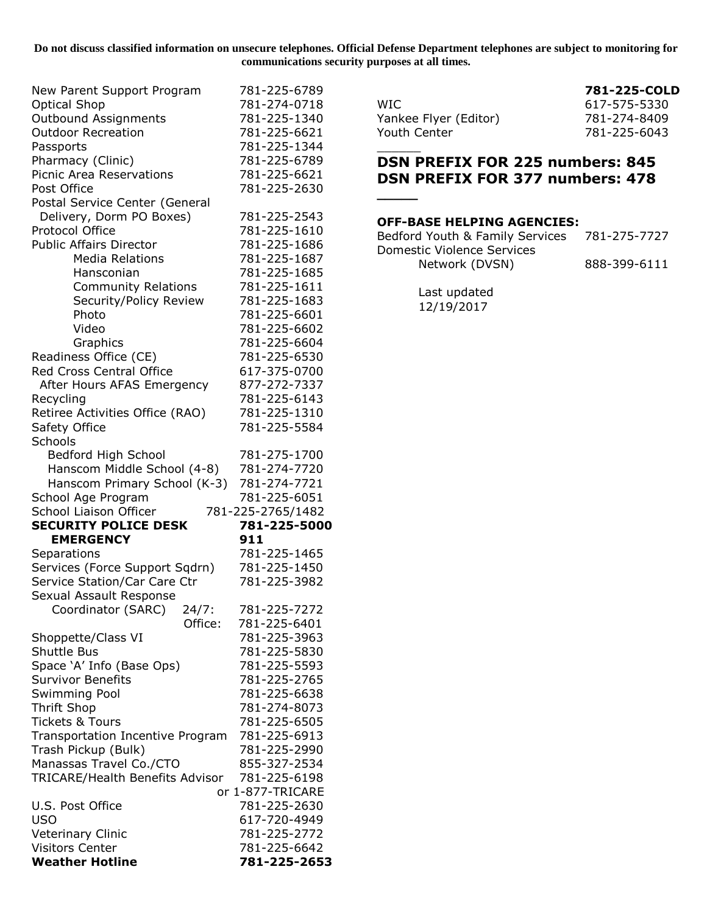**Do not discuss classified information on unsecure telephones. Official Defense Department telephones are subject to monitoring for communications security purposes at all times.**

| | |
|---|---|
| New Parent Support Program | 781-225-6789 |
| Optical Shop | 781-274-0718 |
| Outbound Assignments | 781-225-1340 |
| Outdoor Recreation | 781-225-6621 |
| Passports | 781-225-1344 |
| Pharmacy (Clinic) | 781-225-6789 |
| Picnic Area Reservations | 781-225-6621 |
| Post Office | 781-225-2630 |
| Postal Service Center (General Delivery, Dorm PO Boxes) | 781-225-2543 |
| Protocol Office | 781-225-1610 |
| Public Affairs Director | 781-225-1686 |
| Media Relations | 781-225-1687 |
| Hansconian | 781-225-1685 |
| Community Relations | 781-225-1611 |
| Security/Policy Review | 781-225-1683 |
| Photo | 781-225-6601 |
| Video | 781-225-6602 |
| Graphics | 781-225-6604 |
| Readiness Office (CE) | 781-225-6530 |
| Red Cross Central Office | 617-375-0700 |
| After Hours AFAS Emergency | 877-272-7337 |
| Recycling | 781-225-6143 |
| Retiree Activities Office (RAO) | 781-225-1310 |
| Safety Office | 781-225-5584 |
| Schools | |
| Bedford High School | 781-275-1700 |
| Hanscom Middle School (4-8) | 781-274-7720 |
| Hanscom Primary School (K-3) | 781-274-7721 |
| School Age Program | 781-225-6051 |
| School Liaison Officer | 781-225-2765/1482 |
| **SECURITY POLICE DESK** | **781-225-5000** |
| **EMERGENCY** | **911** |
| Separations | 781-225-1465 |
| Services (Force Support Sqdrn) | 781-225-1450 |
| Service Station/Car Care Ctr | 781-225-3982 |
| Sexual Assault Response Coordinator (SARC) 24/7: | 781-225-7272 |
| Office: | 781-225-6401 |
| Shoppette/Class VI | 781-225-3963 |
| Shuttle Bus | 781-225-5830 |
| Space 'A' Info (Base Ops) | 781-225-5593 |
| Survivor Benefits | 781-225-2765 |
| Swimming Pool | 781-225-6638 |
| Thrift Shop | 781-274-8073 |
| Tickets & Tours | 781-225-6505 |
| Transportation Incentive Program | 781-225-6913 |
| Trash Pickup (Bulk) | 781-225-2990 |
| Manassas Travel Co./CTO | 855-327-2534 |
| TRICARE/Health Benefits Advisor | 781-225-6198 or 1-877-TRICARE |
| U.S. Post Office | 781-225-2630 |
| USO | 617-720-4949 |
| Veterinary Clinic | 781-225-2772 |
| Visitors Center | 781-225-6642 |
| **Weather Hotline** | **781-225-2653** |
| | **781-225-COLD** |
| WIC | 617-575-5330 |
| Yankee Flyer (Editor) | 781-274-8409 |
| Youth Center | 781-225-6043 |

## DSN PREFIX FOR 225 numbers: 845
## DSN PREFIX FOR 377 numbers: 478

**OFF-BASE HELPING AGENCIES:**

| | |
|---|---|
| Bedford Youth & Family Services | 781-275-7727 |
| Domestic Violence Services Network (DVSN) | 888-399-6111 |

Last updated
12/19/2017